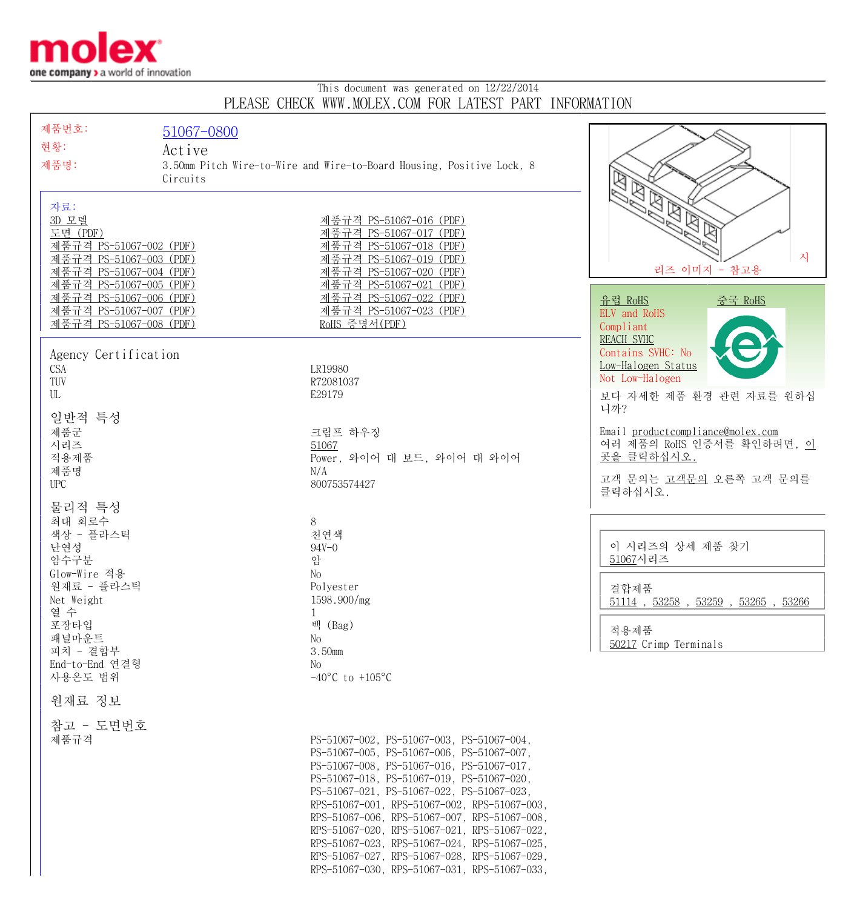This document was generated on 12/22/2014

PLEASE CHECK WWW.MOLEX.COM FOR LATEST PART INFORMATION

| | |
|---|---|
| 제품번호: | 51067-0800 |
| 현황: | Active |
| 제품명: | 3.50mm Pitch Wire-to-Wire and Wire-to-Board Housing, Positive Lock, 8 Circuits |

시리즈 이미지 - 참고용

**자료:**

- 3D 모델
- 도면 (PDF)
- 제품규격 PS-51067-002 (PDF)
- 제품규격 PS-51067-003 (PDF)
- 제품규격 PS-51067-004 (PDF)
- 제품규격 PS-51067-005 (PDF)
- 제품규격 PS-51067-006 (PDF)
- 제품규격 PS-51067-007 (PDF)
- 제품규격 PS-51067-008 (PDF)
- 제품규격 PS-51067-016 (PDF)
- 제품규격 PS-51067-017 (PDF)
- 제품규격 PS-51067-018 (PDF)
- 제품규격 PS-51067-019 (PDF)
- 제품규격 PS-51067-020 (PDF)
- 제품규격 PS-51067-021 (PDF)
- 제품규격 PS-51067-022 (PDF)
- 제품규격 PS-51067-023 (PDF)
- RoHS 증명서(PDF)

유럽 RoHS
ELV and RoHS
Compliant
REACH SVHC
Contains SVHC: No
Low-Halogen Status
Not Low-Halogen

중국 RoHS

보다 자세한 제품 환경 관련 자료를 원하십니까?

Email productcompliance@molex.com
여러 제품의 RoHS 인증서를 확인하려면, 이 곳을 클릭하십시오.

고객 문의는 고객문의 오른쪽 고객 문의를 클릭하십시오.

## Agency Certification

| | |
|---|---|
| CSA | LR19980 |
| TUV | R72081037 |
| UL | E29179 |

## 일반적 특성

| | |
|---|---|
| 제품군 | 크림프 하우징 |
| 시리즈 | 51067 |
| 적용제품 | Power, 와이어 대 보드, 와이어 대 와이어 |
| 제품명 | N/A |
| UPC | 800753574427 |

## 물리적 특성

| | |
|---|---|
| 최대 회로수 | 8 |
| 색상 - 플라스틱 | 천연색 |
| 난연성 | 94V-0 |
| 암수구분 | 암 |
| Glow-Wire 적용 | No |
| 원재료 - 플라스틱 | Polyester |
| Net Weight | 1598.900/mg |
| 열 수 | 1 |
| 포장타입 | 백 (Bag) |
| 패널마운트 | No |
| 피치 - 결합부 | 3.50mm |
| End-to-End 연결형 | No |
| 사용온도 범위 | -40°C to +105°C |

## 원재료 정보

## 참고 - 도면번호

| | |
|---|---|
| 제품규격 | PS-51067-002, PS-51067-003, PS-51067-004, PS-51067-005, PS-51067-006, PS-51067-007, PS-51067-008, PS-51067-016, PS-51067-017, PS-51067-018, PS-51067-019, PS-51067-020, PS-51067-021, PS-51067-022, PS-51067-023, RPS-51067-001, RPS-51067-002, RPS-51067-003, RPS-51067-006, RPS-51067-007, RPS-51067-008, RPS-51067-020, RPS-51067-021, RPS-51067-022, RPS-51067-023, RPS-51067-024, RPS-51067-025, RPS-51067-027, RPS-51067-028, RPS-51067-029, RPS-51067-030, RPS-51067-031, RPS-51067-033, |

이 시리즈의 상세 제품 찾기
51067시리즈

결합제품
51114 , 53258 , 53259 , 53265 , 53266

적용제품
50217 Crimp Terminals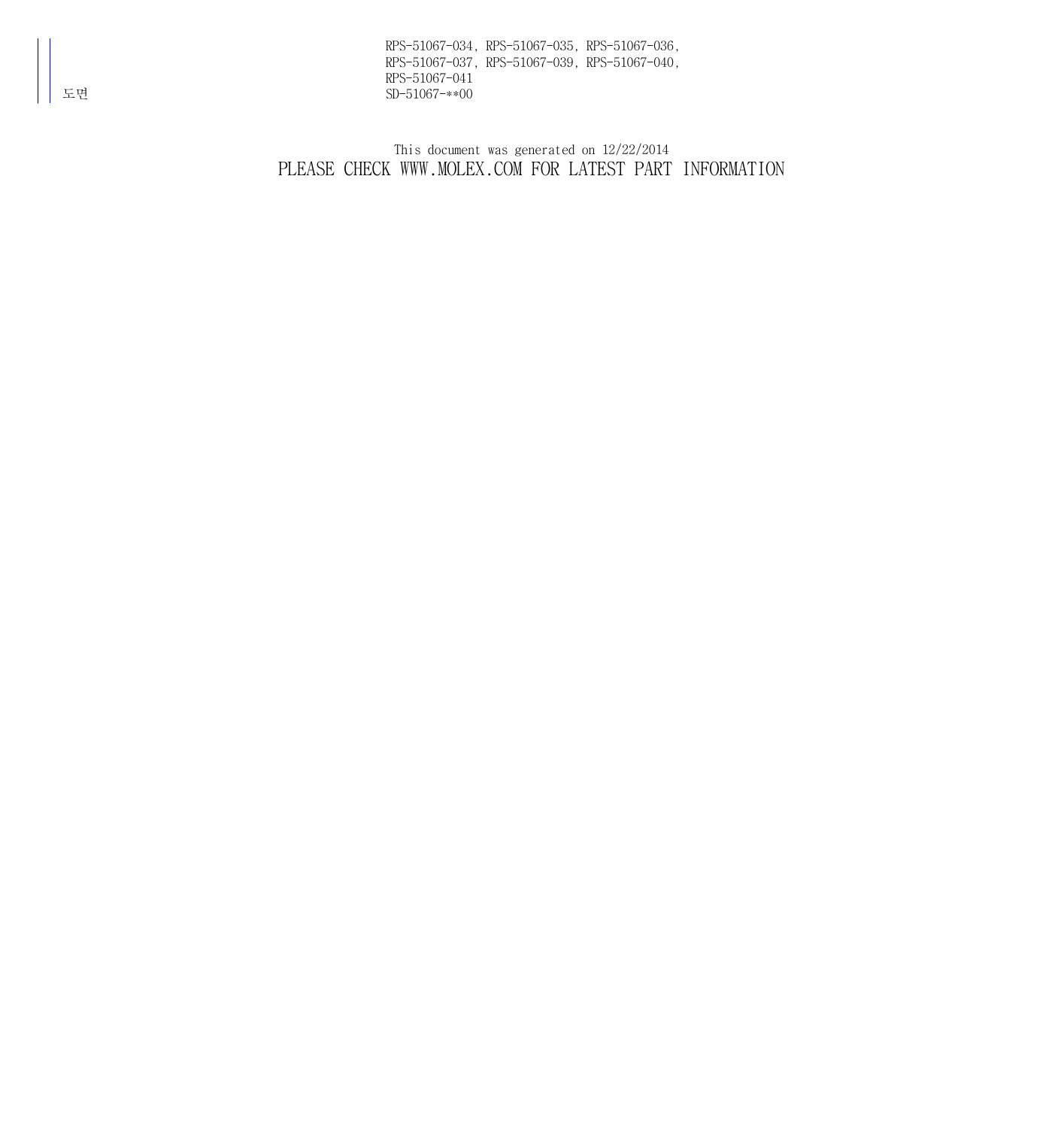도면 RPS-51067-034, RPS-51067-035, RPS-51067-036,
RPS-51067-037, RPS-51067-039, RPS-51067-040,
RPS-51067-041
SD-51067-**00

This document was generated on 12/22/2014

PLEASE CHECK WWW.MOLEX.COM FOR LATEST PART INFORMATION